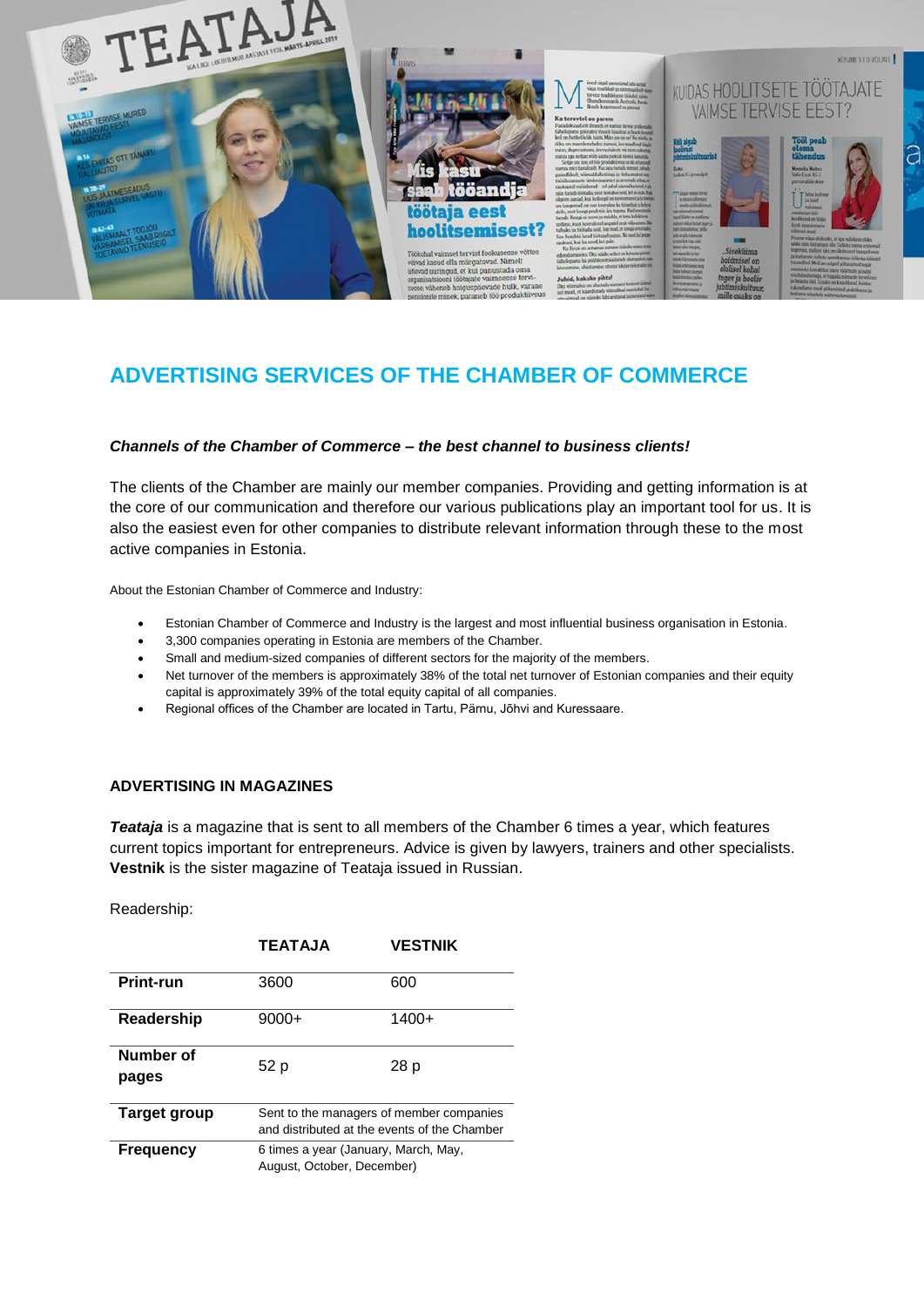## ADVERTISING SERVICES OF THE CHAMBER OF COMMERCE

***Channels of the Chamber of Commerce – the best channel to business clients!***

The clients of the Chamber are mainly our member companies. Providing and getting information is at the core of our communication and therefore our various publications play an important tool for us. It is also the easiest even for other companies to distribute relevant information through these to the most active companies in Estonia.

About the Estonian Chamber of Commerce and Industry:

- Estonian Chamber of Commerce and Industry is the largest and most influential business organisation in Estonia.
- 3,300 companies operating in Estonia are members of the Chamber.
- Small and medium-sized companies of different sectors for the majority of the members.
- Net turnover of the members is approximately 38% of the total net turnover of Estonian companies and their equity capital is approximately 39% of the total equity capital of all companies.
- Regional offices of the Chamber are located in Tartu, Pärnu, Jõhvi and Kuressaare.

### ADVERTISING IN MAGAZINES

***Teataja*** is a magazine that is sent to all members of the Chamber 6 times a year, which features current topics important for entrepreneurs. Advice is given by lawyers, trainers and other specialists. **Vestnik** is the sister magazine of Teataja issued in Russian.

Readership:

| | TEATAJA | VESTNIK |
|---|---|---|
| **Print-run** | 3600 | 600 |
| **Readership** | 9000+ | 1400+ |
| **Number of pages** | 52 p | 28 p |
| **Target group** | Sent to the managers of member companies and distributed at the events of the Chamber | |
| **Frequency** | 6 times a year (January, March, May, August, October, December) | |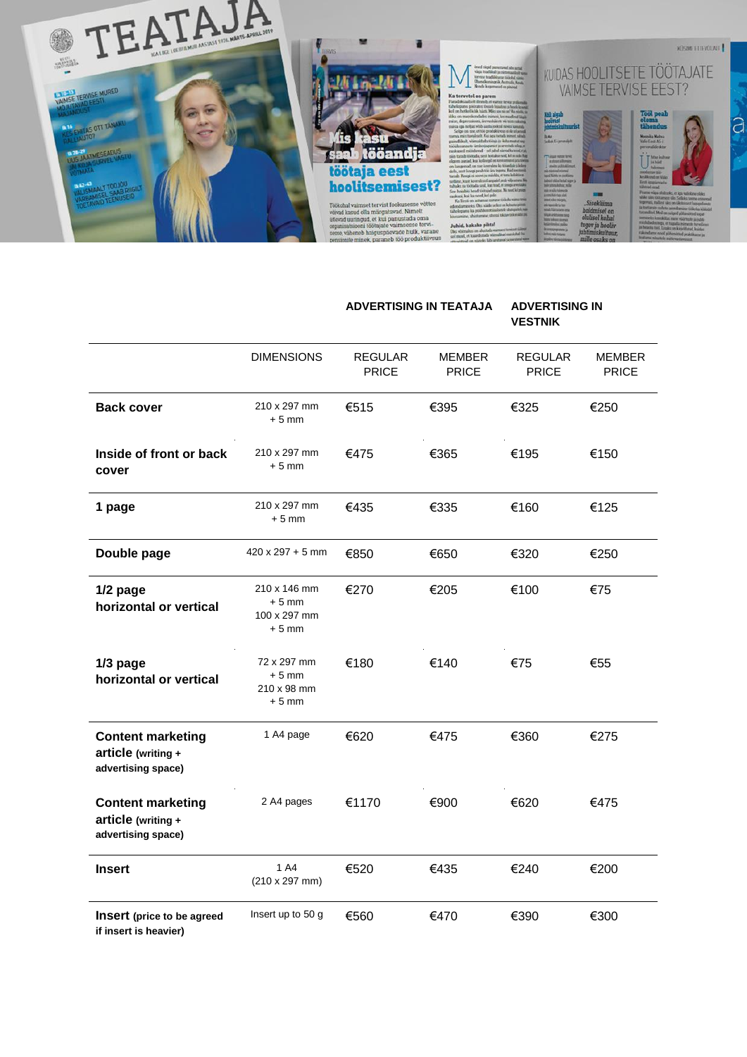| | DIMENSIONS | ADVERTISING IN TEATAJA REGULAR PRICE | ADVERTISING IN TEATAJA MEMBER PRICE | ADVERTISING IN VESTNIK REGULAR PRICE | ADVERTISING IN VESTNIK MEMBER PRICE |
|---|---|---|---|---|---|
| **Back cover** | 210 x 297 mm + 5 mm | €515 | €395 | €325 | €250 |
| **Inside of front or back cover** | 210 x 297 mm + 5 mm | €475 | €365 | €195 | €150 |
| **1 page** | 210 x 297 mm + 5 mm | €435 | €335 | €160 | €125 |
| **Double page** | 420 x 297 + 5 mm | €850 | €650 | €320 | €250 |
| **1/2 page horizontal or vertical** | 210 x 146 mm + 5 mm 100 x 297 mm + 5 mm | €270 | €205 | €100 | €75 |
| **1/3 page horizontal or vertical** | 72 x 297 mm + 5 mm 210 x 98 mm + 5 mm | €180 | €140 | €75 | €55 |
| **Content marketing article (writing + advertising space)** | 1 A4 page | €620 | €475 | €360 | €275 |
| **Content marketing article (writing + advertising space)** | 2 A4 pages | €1170 | €900 | €620 | €475 |
| **Insert** | 1 A4 (210 x 297 mm) | €520 | €435 | €240 | €200 |
| **Insert (price to be agreed if insert is heavier)** | Insert up to 50 g | €560 | €470 | €390 | €300 |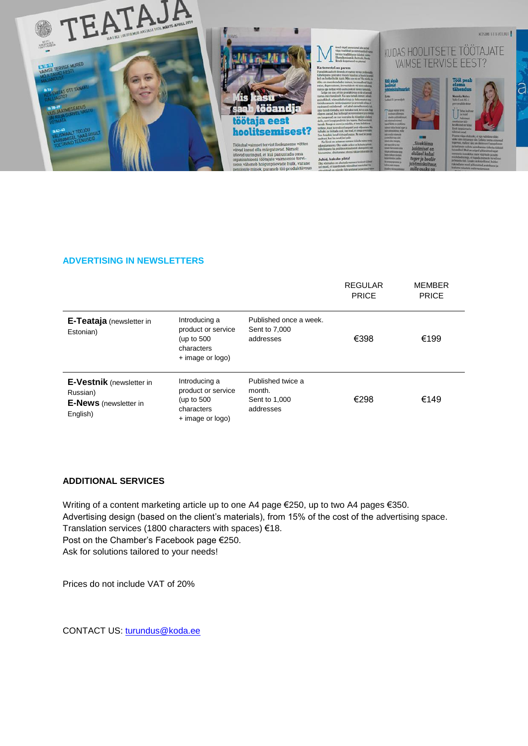## ADVERTISING IN NEWSLETTERS

| | | | REGULAR PRICE | MEMBER PRICE |
|---|---|---|---|---|
| **E-Teataja** (newsletter in Estonian) | Introducing a product or service (up to 500 characters + image or logo) | Published once a week. Sent to 7,000 addresses | €398 | €199 |
| **E-Vestnik** (newsletter in Russian) **E-News** (newsletter in English) | Introducing a product or service (up to 500 characters + image or logo) | Published twice a month. Sent to 1,000 addresses | €298 | €149 |

## ADDITIONAL SERVICES

Writing of a content marketing article up to one A4 page €250, up to two A4 pages €350.
Advertising design (based on the client's materials), from 15% of the cost of the advertising space.
Translation services (1800 characters with spaces) €18.
Post on the Chamber's Facebook page €250.
Ask for solutions tailored to your needs!

Prices do not include VAT of 20%

CONTACT US: turundus@koda.ee